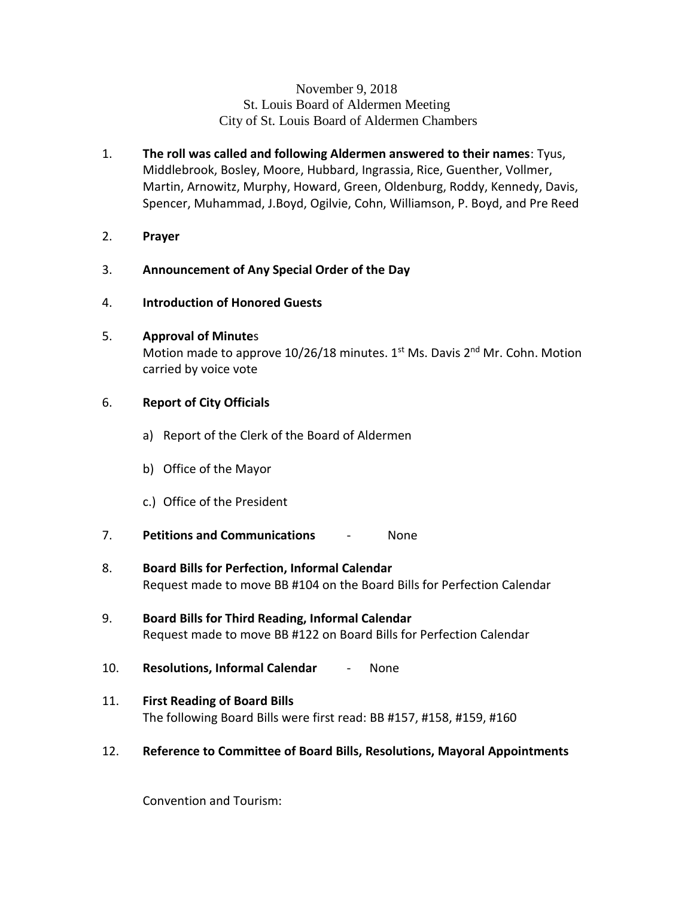November 9, 2018
St. Louis Board of Aldermen Meeting
City of St. Louis Board of Aldermen Chambers

1. **The roll was called and following Aldermen answered to their names**: Tyus, Middlebrook, Bosley, Moore, Hubbard, Ingrassia, Rice, Guenther, Vollmer, Martin, Arnowitz, Murphy, Howard, Green, Oldenburg, Roddy, Kennedy, Davis, Spencer, Muhammad, J.Boyd, Ogilvie, Cohn, Williamson, P. Boyd, and Pre Reed

2. **Prayer**

3. **Announcement of Any Special Order of the Day**

4. **Introduction of Honored Guests**

5. **Approval of Minute**s
   Motion made to approve 10/26/18 minutes. 1st Ms. Davis 2nd Mr. Cohn. Motion carried by voice vote

6. **Report of City Officials**

   a) Report of the Clerk of the Board of Aldermen

   b) Office of the Mayor

   c.) Office of the President

7. **Petitions and Communications** - None

8. **Board Bills for Perfection, Informal Calendar**
   Request made to move BB #104 on the Board Bills for Perfection Calendar

9. **Board Bills for Third Reading, Informal Calendar**
   Request made to move BB #122 on Board Bills for Perfection Calendar

10. **Resolutions, Informal Calendar** - None

11. **First Reading of Board Bills**
    The following Board Bills were first read: BB #157, #158, #159, #160

12. **Reference to Committee of Board Bills, Resolutions, Mayoral Appointments**

    Convention and Tourism: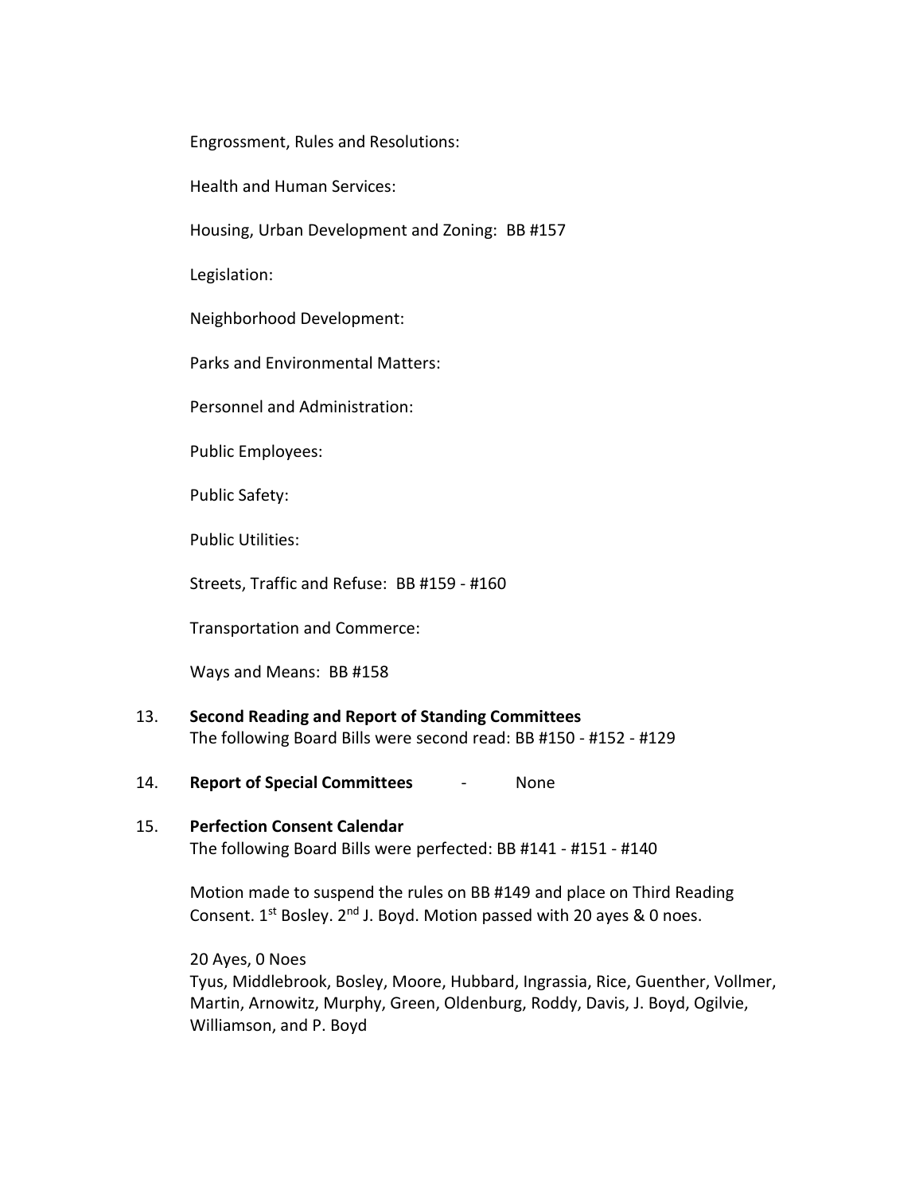Engrossment, Rules and Resolutions:

Health and Human Services:

Housing, Urban Development and Zoning: BB #157

Legislation:

Neighborhood Development:

Parks and Environmental Matters:

Personnel and Administration:

Public Employees:

Public Safety:

Public Utilities:

Streets, Traffic and Refuse: BB #159 - #160

Transportation and Commerce:

Ways and Means: BB #158

13. **Second Reading and Report of Standing Committees**
    The following Board Bills were second read: BB #150 - #152 - #129

14. **Report of Special Committees** - None

15. **Perfection Consent Calendar**
    The following Board Bills were perfected: BB #141 - #151 - #140

    Motion made to suspend the rules on BB #149 and place on Third Reading Consent. 1st Bosley. 2nd J. Boyd. Motion passed with 20 ayes & 0 noes.

    20 Ayes, 0 Noes
    Tyus, Middlebrook, Bosley, Moore, Hubbard, Ingrassia, Rice, Guenther, Vollmer, Martin, Arnowitz, Murphy, Green, Oldenburg, Roddy, Davis, J. Boyd, Ogilvie, Williamson, and P. Boyd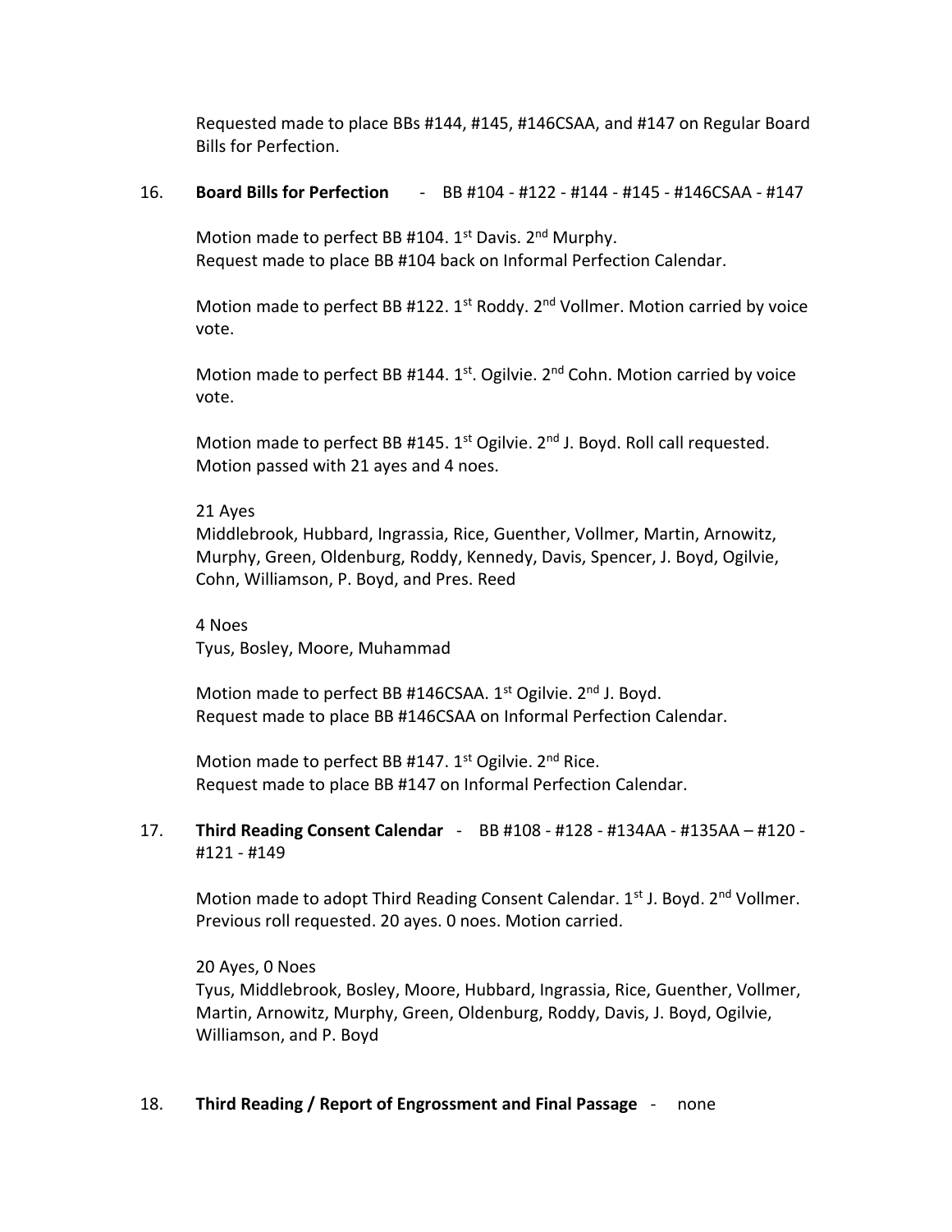Requested made to place BBs #144, #145, #146CSAA, and #147 on Regular Board Bills for Perfection.

16. **Board Bills for Perfection** - BB #104 - #122 - #144 - #145 - #146CSAA - #147

Motion made to perfect BB #104. 1st Davis. 2nd Murphy.
Request made to place BB #104 back on Informal Perfection Calendar.

Motion made to perfect BB #122. 1st Roddy. 2nd Vollmer. Motion carried by voice vote.

Motion made to perfect BB #144. 1st. Ogilvie. 2nd Cohn. Motion carried by voice vote.

Motion made to perfect BB #145. 1st Ogilvie. 2nd J. Boyd. Roll call requested. Motion passed with 21 ayes and 4 noes.

21 Ayes
Middlebrook, Hubbard, Ingrassia, Rice, Guenther, Vollmer, Martin, Arnowitz, Murphy, Green, Oldenburg, Roddy, Kennedy, Davis, Spencer, J. Boyd, Ogilvie, Cohn, Williamson, P. Boyd, and Pres. Reed

4 Noes
Tyus, Bosley, Moore, Muhammad

Motion made to perfect BB #146CSAA. 1st Ogilvie. 2nd J. Boyd.
Request made to place BB #146CSAA on Informal Perfection Calendar.

Motion made to perfect BB #147. 1st Ogilvie. 2nd Rice.
Request made to place BB #147 on Informal Perfection Calendar.

17. **Third Reading Consent Calendar** - BB #108 - #128 - #134AA - #135AA – #120 - #121 - #149

Motion made to adopt Third Reading Consent Calendar. 1st J. Boyd. 2nd Vollmer. Previous roll requested. 20 ayes. 0 noes. Motion carried.

20 Ayes, 0 Noes
Tyus, Middlebrook, Bosley, Moore, Hubbard, Ingrassia, Rice, Guenther, Vollmer, Martin, Arnowitz, Murphy, Green, Oldenburg, Roddy, Davis, J. Boyd, Ogilvie, Williamson, and P. Boyd

18. **Third Reading / Report of Engrossment and Final Passage** - none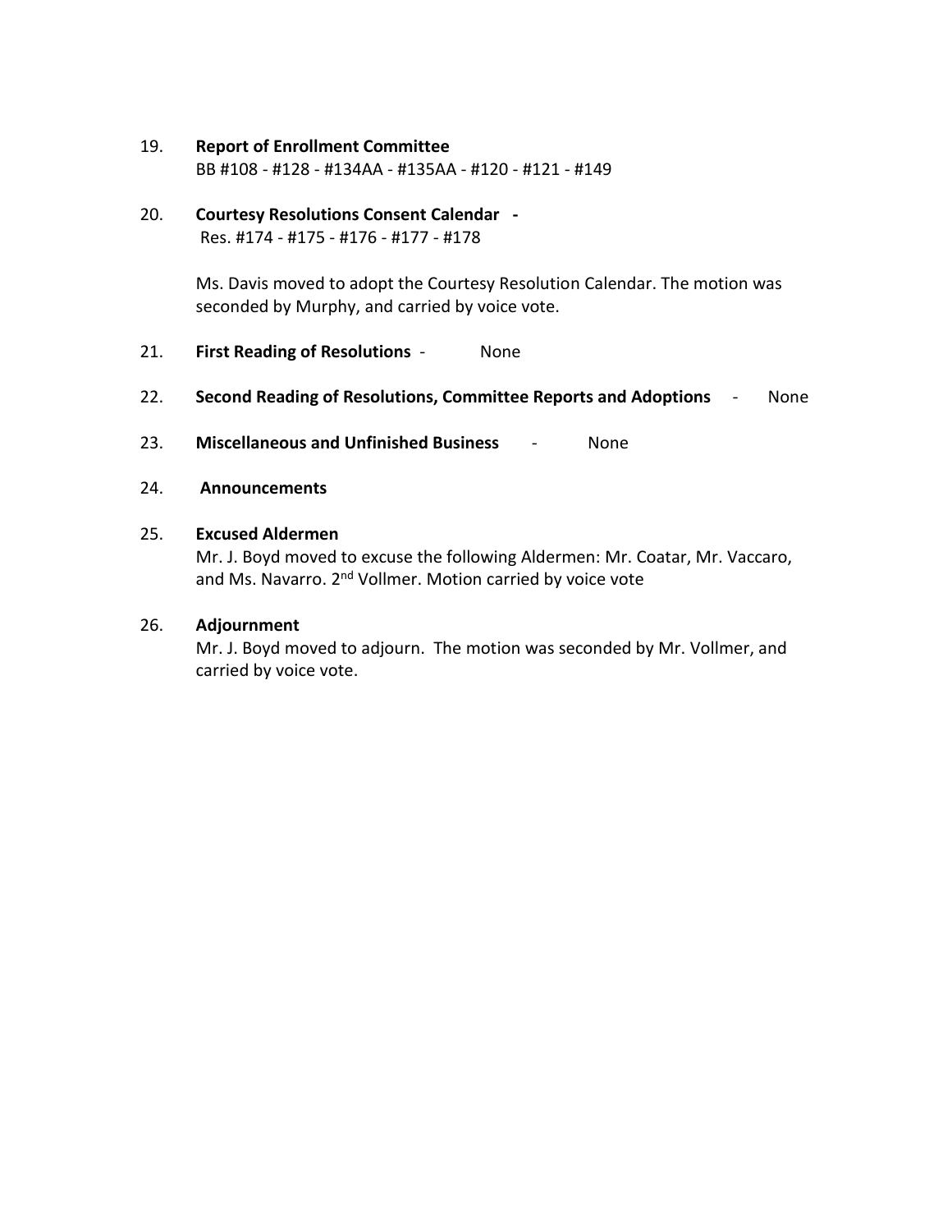19. **Report of Enrollment Committee**
    BB #108 - #128 - #134AA - #135AA - #120 - #121 - #149

20. **Courtesy Resolutions Consent Calendar -**
    Res. #174 - #175 - #176 - #177 - #178

    Ms. Davis moved to adopt the Courtesy Resolution Calendar. The motion was seconded by Murphy, and carried by voice vote.

21. **First Reading of Resolutions** - None

22. **Second Reading of Resolutions, Committee Reports and Adoptions** - None

23. **Miscellaneous and Unfinished Business** - None

24. **Announcements**

25. **Excused Aldermen**
    Mr. J. Boyd moved to excuse the following Aldermen: Mr. Coatar, Mr. Vaccaro, and Ms. Navarro. 2nd Vollmer. Motion carried by voice vote

26. **Adjournment**
    Mr. J. Boyd moved to adjourn. The motion was seconded by Mr. Vollmer, and carried by voice vote.